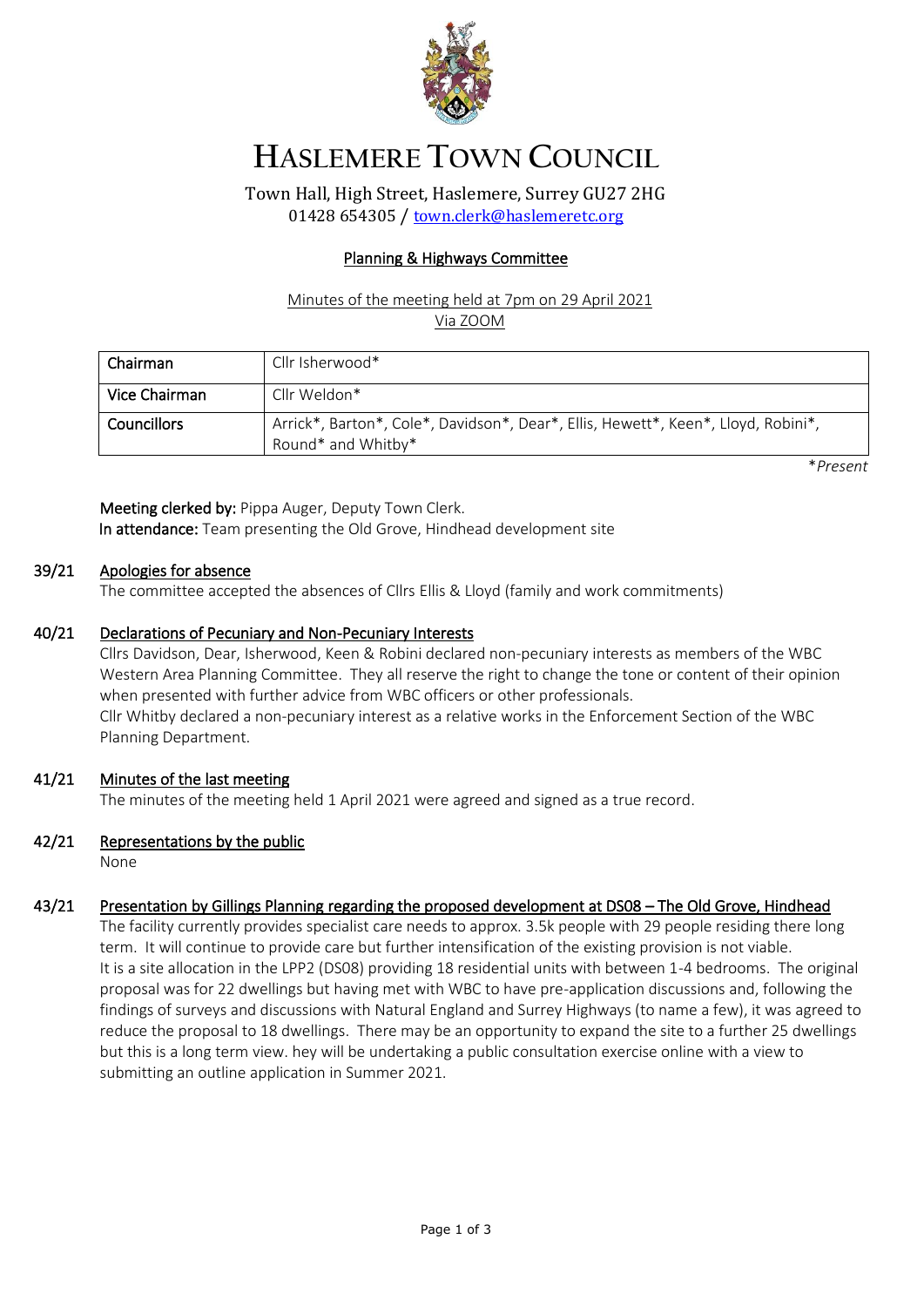# HASLEMERE TOWN COUNCIL

Town Hall, High Street, Haslemere, Surrey GU27 2HG
01428 654305 / town.clerk@haslemeretc.org

## Planning & Highways Committee

Minutes of the meeting held at 7pm on 29 April 2021
Via ZOOM

| Chairman | Cllr Isherwood* |
|---|---|
| Vice Chairman | Cllr Weldon* |
| Councillors | Arrick*, Barton*, Cole*, Davidson*, Dear*, Ellis, Hewett*, Keen*, Lloyd, Robini*, Round* and Whitby* |

**Present*

**Meeting clerked by:** Pippa Auger, Deputy Town Clerk.
**In attendance:** Team presenting the Old Grove, Hindhead development site

### 39/21 Apologies for absence

The committee accepted the absences of Cllrs Ellis & Lloyd (family and work commitments)

### 40/21 Declarations of Pecuniary and Non-Pecuniary Interests

Cllrs Davidson, Dear, Isherwood, Keen & Robini declared non-pecuniary interests as members of the WBC Western Area Planning Committee. They all reserve the right to change the tone or content of their opinion when presented with further advice from WBC officers or other professionals.
Cllr Whitby declared a non-pecuniary interest as a relative works in the Enforcement Section of the WBC Planning Department.

### 41/21 Minutes of the last meeting

The minutes of the meeting held 1 April 2021 were agreed and signed as a true record.

### 42/21 Representations by the public

None

### 43/21 Presentation by Gillings Planning regarding the proposed development at DS08 – The Old Grove, Hindhead

The facility currently provides specialist care needs to approx. 3.5k people with 29 people residing there long term. It will continue to provide care but further intensification of the existing provision is not viable.
It is a site allocation in the LPP2 (DS08) providing 18 residential units with between 1-4 bedrooms. The original proposal was for 22 dwellings but having met with WBC to have pre-application discussions and, following the findings of surveys and discussions with Natural England and Surrey Highways (to name a few), it was agreed to reduce the proposal to 18 dwellings. There may be an opportunity to expand the site to a further 25 dwellings but this is a long term view. hey will be undertaking a public consultation exercise online with a view to submitting an outline application in Summer 2021.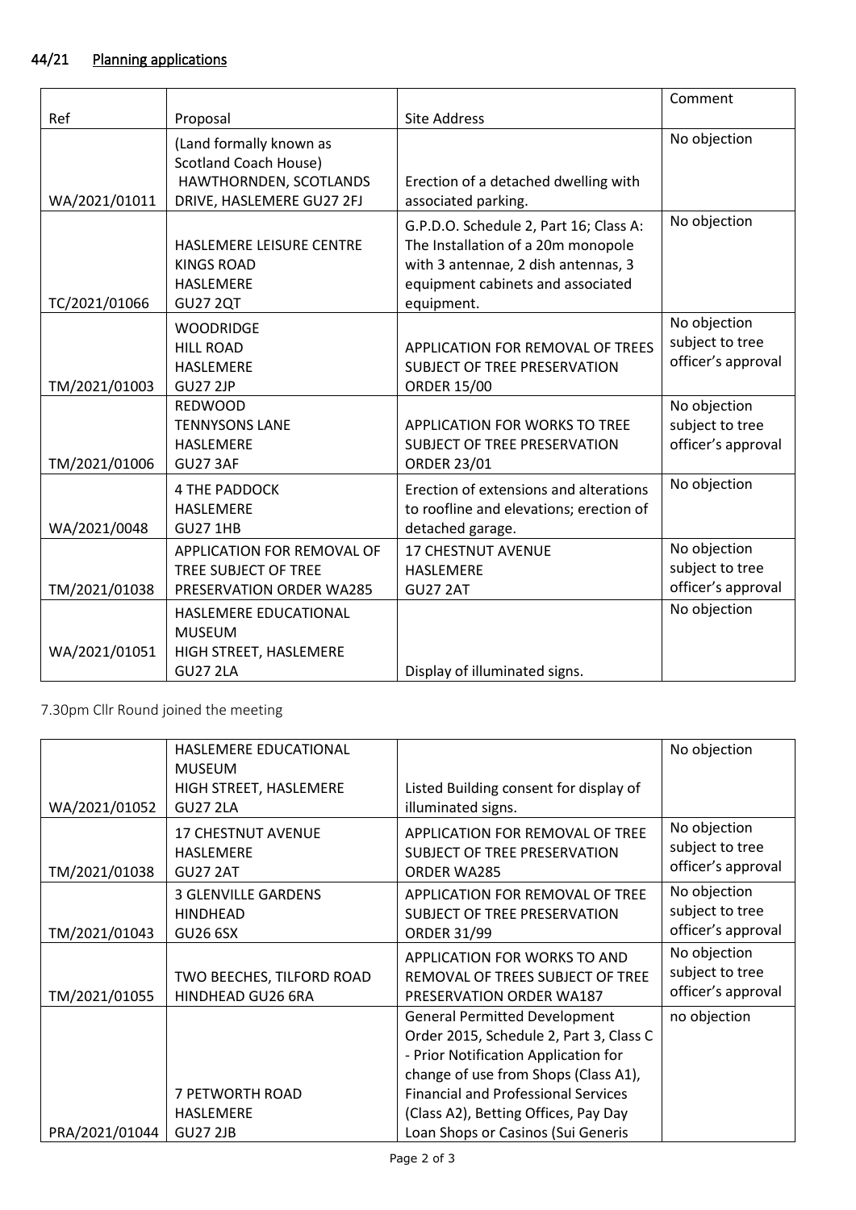## 44/21 Planning applications

| Ref | Proposal | Site Address | Comment |
|---|---|---|---|
| WA/2021/01011 | (Land formally known as Scotland Coach House) HAWTHORNDEN, SCOTLANDS DRIVE, HASLEMERE GU27 2FJ | Erection of a detached dwelling with associated parking. | No objection |
| TC/2021/01066 | HASLEMERE LEISURE CENTRE KINGS ROAD HASLEMERE GU27 2QT | G.P.D.O. Schedule 2, Part 16; Class A: The Installation of a 20m monopole with 3 antennae, 2 dish antennas, 3 equipment cabinets and associated equipment. | No objection |
| TM/2021/01003 | WOODRIDGE HILL ROAD HASLEMERE GU27 2JP | APPLICATION FOR REMOVAL OF TREES SUBJECT OF TREE PRESERVATION ORDER 15/00 | No objection subject to tree officer's approval |
| TM/2021/01006 | REDWOOD TENNYSONS LANE HASLEMERE GU27 3AF | APPLICATION FOR WORKS TO TREE SUBJECT OF TREE PRESERVATION ORDER 23/01 | No objection subject to tree officer's approval |
| WA/2021/0048 | 4 THE PADDOCK HASLEMERE GU27 1HB | Erection of extensions and alterations to roofline and elevations; erection of detached garage. | No objection |
| TM/2021/01038 | APPLICATION FOR REMOVAL OF TREE SUBJECT OF TREE PRESERVATION ORDER WA285 | 17 CHESTNUT AVENUE HASLEMERE GU27 2AT | No objection subject to tree officer's approval |
| WA/2021/01051 | HASLEMERE EDUCATIONAL MUSEUM HIGH STREET, HASLEMERE GU27 2LA | Display of illuminated signs. | No objection |

7.30pm Cllr Round joined the meeting

| Ref | Proposal | Site Address | Comment |
|---|---|---|---|
| WA/2021/01052 | HASLEMERE EDUCATIONAL MUSEUM HIGH STREET, HASLEMERE GU27 2LA | Listed Building consent for display of illuminated signs. | No objection |
| TM/2021/01038 | 17 CHESTNUT AVENUE HASLEMERE GU27 2AT | APPLICATION FOR REMOVAL OF TREE SUBJECT OF TREE PRESERVATION ORDER WA285 | No objection subject to tree officer's approval |
| TM/2021/01043 | 3 GLENVILLE GARDENS HINDHEAD GU26 6SX | APPLICATION FOR REMOVAL OF TREE SUBJECT OF TREE PRESERVATION ORDER 31/99 | No objection subject to tree officer's approval |
| TM/2021/01055 | TWO BEECHES, TILFORD ROAD HINDHEAD GU26 6RA | APPLICATION FOR WORKS TO AND REMOVAL OF TREES SUBJECT OF TREE PRESERVATION ORDER WA187 | No objection subject to tree officer's approval |
| PRA/2021/01044 | 7 PETWORTH ROAD HASLEMERE GU27 2JB | General Permitted Development Order 2015, Schedule 2, Part 3, Class C - Prior Notification Application for change of use from Shops (Class A1), Financial and Professional Services (Class A2), Betting Offices, Pay Day Loan Shops or Casinos (Sui Generis | no objection |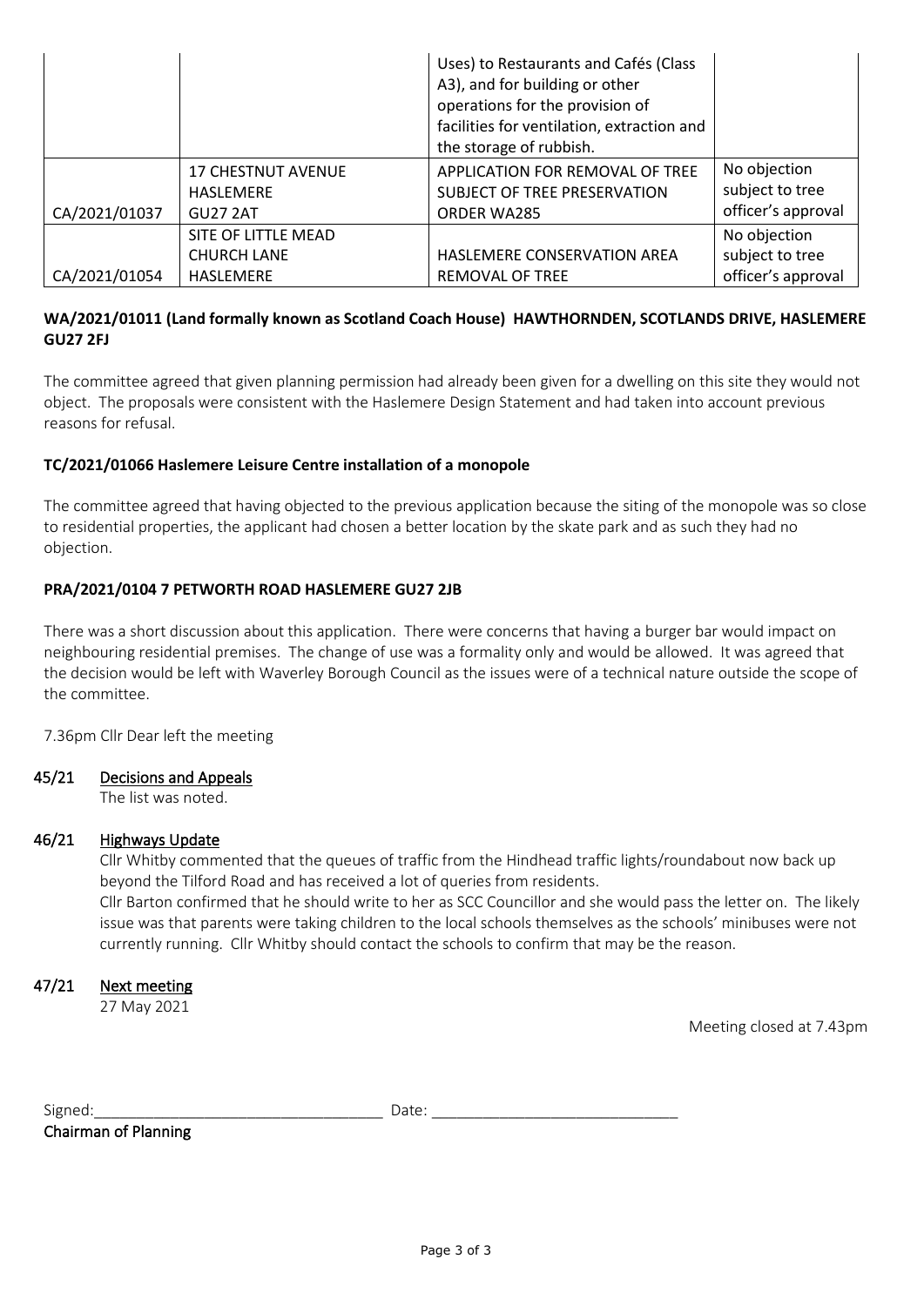| | | | |
|---|---|---|---|
| | | Uses) to Restaurants and Cafés (Class A3), and for building or other operations for the provision of facilities for ventilation, extraction and the storage of rubbish. | |
| CA/2021/01037 | 17 CHESTNUT AVENUE HASLEMERE GU27 2AT | APPLICATION FOR REMOVAL OF TREE SUBJECT OF TREE PRESERVATION ORDER WA285 | No objection subject to tree officer's approval |
| CA/2021/01054 | SITE OF LITTLE MEAD CHURCH LANE HASLEMERE | HASLEMERE CONSERVATION AREA REMOVAL OF TREE | No objection subject to tree officer's approval |

**WA/2021/01011 (Land formally known as Scotland Coach House) HAWTHORNDEN, SCOTLANDS DRIVE, HASLEMERE GU27 2FJ**

The committee agreed that given planning permission had already been given for a dwelling on this site they would not object. The proposals were consistent with the Haslemere Design Statement and had taken into account previous reasons for refusal.

**TC/2021/01066 Haslemere Leisure Centre installation of a monopole**

The committee agreed that having objected to the previous application because the siting of the monopole was so close to residential properties, the applicant had chosen a better location by the skate park and as such they had no objection.

**PRA/2021/0104 7 PETWORTH ROAD HASLEMERE GU27 2JB**

There was a short discussion about this application. There were concerns that having a burger bar would impact on neighbouring residential premises. The change of use was a formality only and would be allowed. It was agreed that the decision would be left with Waverley Borough Council as the issues were of a technical nature outside the scope of the committee.

7.36pm Cllr Dear left the meeting

**45/21 Decisions and Appeals**

The list was noted.

**46/21 Highways Update**

Cllr Whitby commented that the queues of traffic from the Hindhead traffic lights/roundabout now back up beyond the Tilford Road and has received a lot of queries from residents.

Cllr Barton confirmed that he should write to her as SCC Councillor and she would pass the letter on. The likely issue was that parents were taking children to the local schools themselves as the schools' minibuses were not currently running. Cllr Whitby should contact the schools to confirm that may be the reason.

**47/21 Next meeting**

27 May 2021

Meeting closed at 7.43pm

Signed:\_\_\_\_\_\_\_\_\_\_\_\_\_\_\_\_\_\_\_\_\_\_\_\_\_\_\_\_\_\_\_\_ Date: \_\_\_\_\_\_\_\_\_\_\_\_\_\_\_\_\_\_\_\_\_\_\_\_\_\_\_\_

**Chairman of Planning**